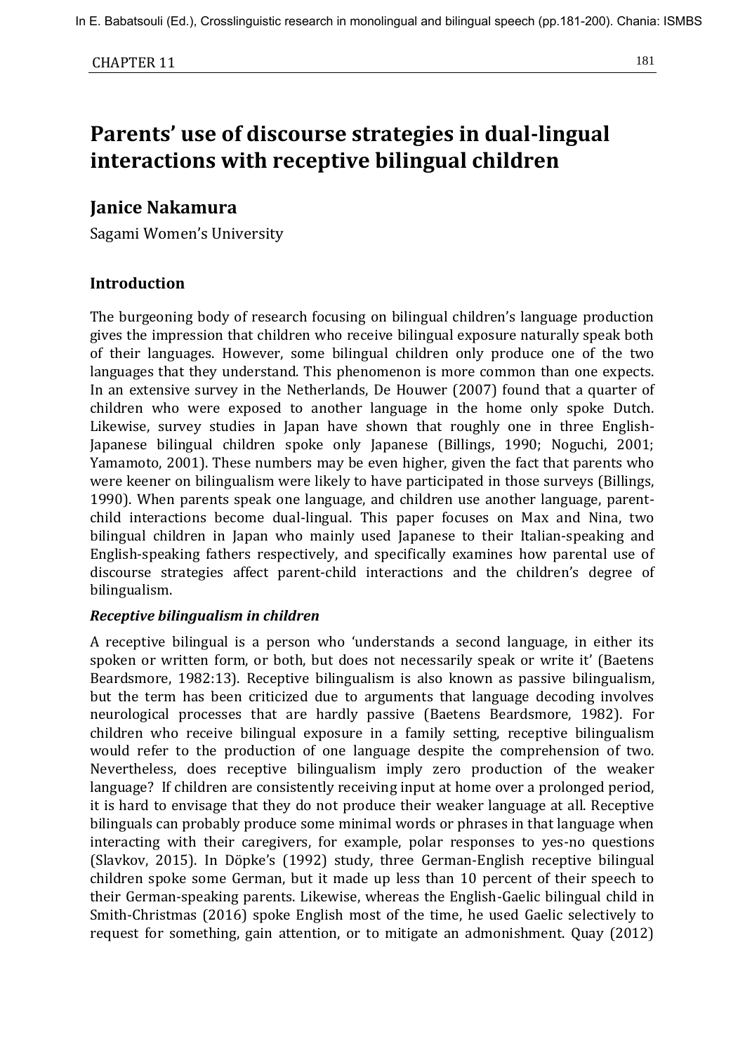# Parents' use of discourse strategies in dual-lingual interactions with receptive bilingual children

## Janice Nakamura

Sagami Women's University

## Introduction

The burgeoning body of research focusing on bilingual children's language production gives the impression that children who receive bilingual exposure naturally speak both of their languages. However, some bilingual children only produce one of the two languages that they understand. This phenomenon is more common than one expects. In an extensive survey in the Netherlands, De Houwer (2007) found that a quarter of children who were exposed to another language in the home only spoke Dutch. Likewise, survey studies in Japan have shown that roughly one in three English-Japanese bilingual children spoke only Japanese (Billings, 1990; Noguchi, 2001; Yamamoto, 2001). These numbers may be even higher, given the fact that parents who were keener on bilingualism were likely to have participated in those surveys (Billings, 1990). When parents speak one language, and children use another language, parent-child interactions become dual-lingual. This paper focuses on Max and Nina, two bilingual children in Japan who mainly used Japanese to their Italian-speaking and English-speaking fathers respectively, and specifically examines how parental use of discourse strategies affect parent-child interactions and the children's degree of bilingualism.

### *Receptive bilingualism in children*

A receptive bilingual is a person who 'understands a second language, in either its spoken or written form, or both, but does not necessarily speak or write it' (Baetens Beardsmore, 1982:13). Receptive bilingualism is also known as passive bilingualism, but the term has been criticized due to arguments that language decoding involves neurological processes that are hardly passive (Baetens Beardsmore, 1982). For children who receive bilingual exposure in a family setting, receptive bilingualism would refer to the production of one language despite the comprehension of two. Nevertheless, does receptive bilingualism imply zero production of the weaker language? If children are consistently receiving input at home over a prolonged period, it is hard to envisage that they do not produce their weaker language at all. Receptive bilinguals can probably produce some minimal words or phrases in that language when interacting with their caregivers, for example, polar responses to yes-no questions (Slavkov, 2015). In Döpke's (1992) study, three German-English receptive bilingual children spoke some German, but it made up less than 10 percent of their speech to their German-speaking parents. Likewise, whereas the English-Gaelic bilingual child in Smith-Christmas (2016) spoke English most of the time, he used Gaelic selectively to request for something, gain attention, or to mitigate an admonishment. Quay (2012)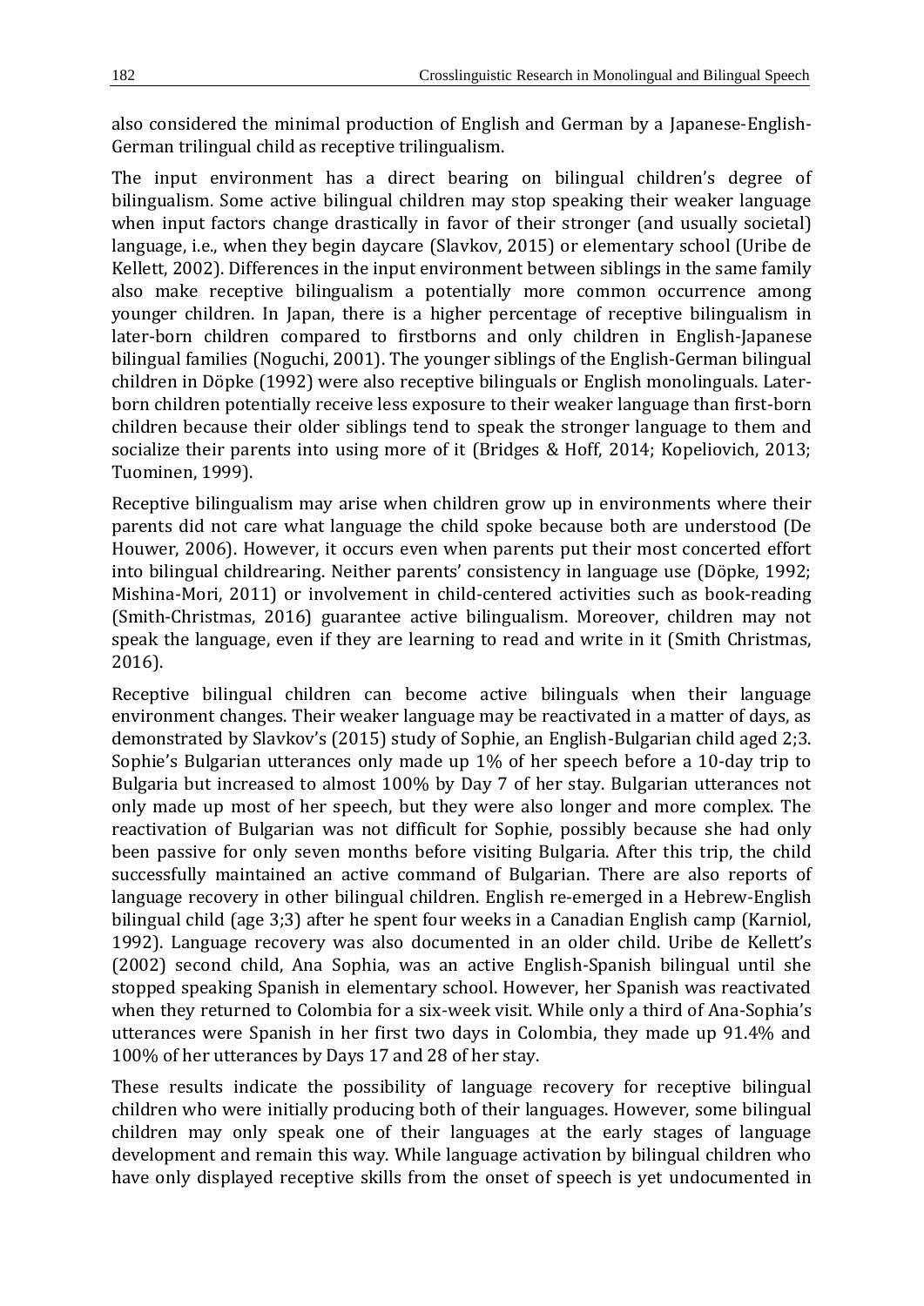also considered the minimal production of English and German by a Japanese-English-German trilingual child as receptive trilingualism.

The input environment has a direct bearing on bilingual children's degree of bilingualism. Some active bilingual children may stop speaking their weaker language when input factors change drastically in favor of their stronger (and usually societal) language, i.e., when they begin daycare (Slavkov, 2015) or elementary school (Uribe de Kellett, 2002). Differences in the input environment between siblings in the same family also make receptive bilingualism a potentially more common occurrence among younger children. In Japan, there is a higher percentage of receptive bilingualism in later-born children compared to firstborns and only children in English-Japanese bilingual families (Noguchi, 2001). The younger siblings of the English-German bilingual children in Döpke (1992) were also receptive bilinguals or English monolinguals. Later-born children potentially receive less exposure to their weaker language than first-born children because their older siblings tend to speak the stronger language to them and socialize their parents into using more of it (Bridges & Hoff, 2014; Kopeliovich, 2013; Tuominen, 1999).

Receptive bilingualism may arise when children grow up in environments where their parents did not care what language the child spoke because both are understood (De Houwer, 2006). However, it occurs even when parents put their most concerted effort into bilingual childrearing. Neither parents' consistency in language use (Döpke, 1992; Mishina-Mori, 2011) or involvement in child-centered activities such as book-reading (Smith-Christmas, 2016) guarantee active bilingualism. Moreover, children may not speak the language, even if they are learning to read and write in it (Smith Christmas, 2016).

Receptive bilingual children can become active bilinguals when their language environment changes. Their weaker language may be reactivated in a matter of days, as demonstrated by Slavkov's (2015) study of Sophie, an English-Bulgarian child aged 2;3. Sophie's Bulgarian utterances only made up 1% of her speech before a 10-day trip to Bulgaria but increased to almost 100% by Day 7 of her stay. Bulgarian utterances not only made up most of her speech, but they were also longer and more complex. The reactivation of Bulgarian was not difficult for Sophie, possibly because she had only been passive for only seven months before visiting Bulgaria. After this trip, the child successfully maintained an active command of Bulgarian. There are also reports of language recovery in other bilingual children. English re-emerged in a Hebrew-English bilingual child (age 3;3) after he spent four weeks in a Canadian English camp (Karniol, 1992). Language recovery was also documented in an older child. Uribe de Kellett's (2002) second child, Ana Sophia, was an active English-Spanish bilingual until she stopped speaking Spanish in elementary school. However, her Spanish was reactivated when they returned to Colombia for a six-week visit. While only a third of Ana-Sophia's utterances were Spanish in her first two days in Colombia, they made up 91.4% and 100% of her utterances by Days 17 and 28 of her stay.

These results indicate the possibility of language recovery for receptive bilingual children who were initially producing both of their languages. However, some bilingual children may only speak one of their languages at the early stages of language development and remain this way. While language activation by bilingual children who have only displayed receptive skills from the onset of speech is yet undocumented in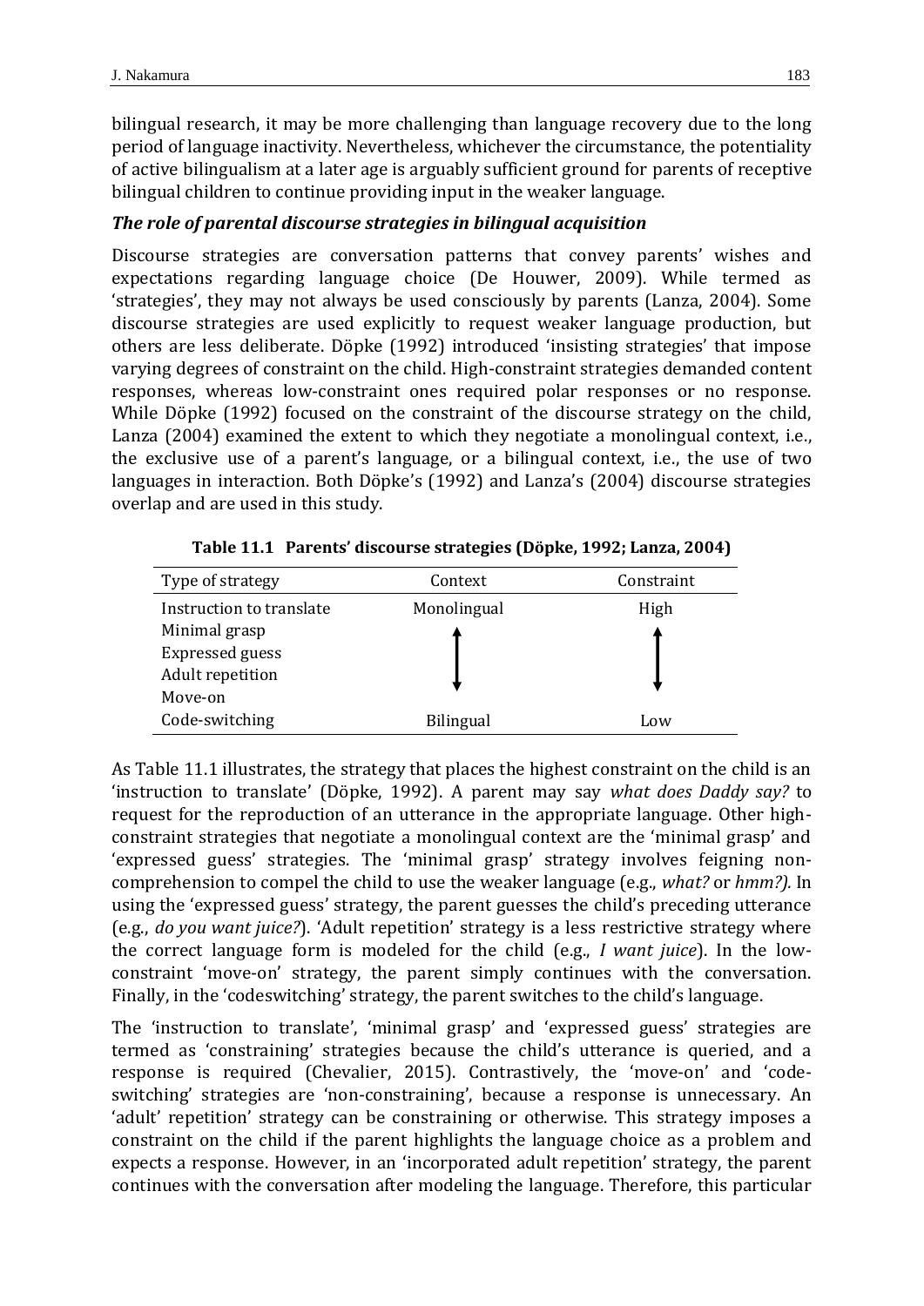bilingual research, it may be more challenging than language recovery due to the long period of language inactivity. Nevertheless, whichever the circumstance, the potentiality of active bilingualism at a later age is arguably sufficient ground for parents of receptive bilingual children to continue providing input in the weaker language.

### *The role of parental discourse strategies in bilingual acquisition*

Discourse strategies are conversation patterns that convey parents' wishes and expectations regarding language choice (De Houwer, 2009). While termed as 'strategies', they may not always be used consciously by parents (Lanza, 2004). Some discourse strategies are used explicitly to request weaker language production, but others are less deliberate. Döpke (1992) introduced 'insisting strategies' that impose varying degrees of constraint on the child. High-constraint strategies demanded content responses, whereas low-constraint ones required polar responses or no response. While Döpke (1992) focused on the constraint of the discourse strategy on the child, Lanza (2004) examined the extent to which they negotiate a monolingual context, i.e., the exclusive use of a parent's language, or a bilingual context, i.e., the use of two languages in interaction. Both Döpke's (1992) and Lanza's (2004) discourse strategies overlap and are used in this study.

**Table 11.1 Parents' discourse strategies (Döpke, 1992; Lanza, 2004)**

| Type of strategy | Context | Constraint |
|---|---|---|
| Instruction to translate | Monolingual | High |
| Minimal grasp | ↑ | ↑ |
| Expressed guess | | |
| Adult repetition | ↓ | ↓ |
| Move-on | | |
| Code-switching | Bilingual | Low |

As Table 11.1 illustrates, the strategy that places the highest constraint on the child is an 'instruction to translate' (Döpke, 1992). A parent may say *what does Daddy say?* to request for the reproduction of an utterance in the appropriate language. Other high-constraint strategies that negotiate a monolingual context are the 'minimal grasp' and 'expressed guess' strategies. The 'minimal grasp' strategy involves feigning non-comprehension to compel the child to use the weaker language (e.g., *what?* or *hmm?).* In using the 'expressed guess' strategy, the parent guesses the child's preceding utterance (e.g., *do you want juice?*). 'Adult repetition' strategy is a less restrictive strategy where the correct language form is modeled for the child (e.g., *I want juice*). In the low-constraint 'move-on' strategy, the parent simply continues with the conversation. Finally, in the 'codeswitching' strategy, the parent switches to the child's language.

The 'instruction to translate', 'minimal grasp' and 'expressed guess' strategies are termed as 'constraining' strategies because the child's utterance is queried, and a response is required (Chevalier, 2015). Contrastively, the 'move-on' and 'code-switching' strategies are 'non-constraining', because a response is unnecessary. An 'adult' repetition' strategy can be constraining or otherwise. This strategy imposes a constraint on the child if the parent highlights the language choice as a problem and expects a response. However, in an 'incorporated adult repetition' strategy, the parent continues with the conversation after modeling the language. Therefore, this particular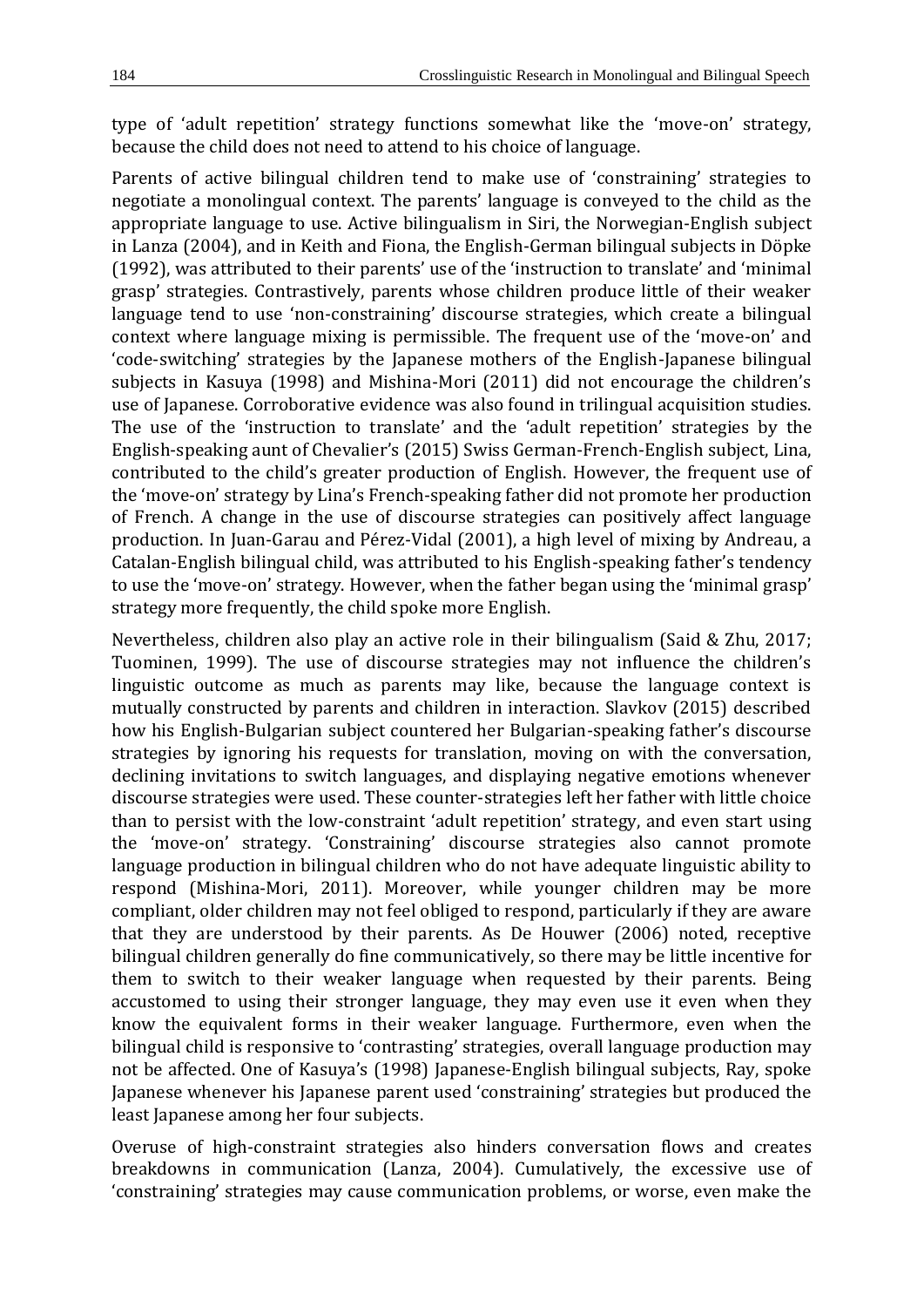type of 'adult repetition' strategy functions somewhat like the 'move-on' strategy, because the child does not need to attend to his choice of language.

Parents of active bilingual children tend to make use of 'constraining' strategies to negotiate a monolingual context. The parents' language is conveyed to the child as the appropriate language to use. Active bilingualism in Siri, the Norwegian-English subject in Lanza (2004), and in Keith and Fiona, the English-German bilingual subjects in Döpke (1992), was attributed to their parents' use of the 'instruction to translate' and 'minimal grasp' strategies. Contrastively, parents whose children produce little of their weaker language tend to use 'non-constraining' discourse strategies, which create a bilingual context where language mixing is permissible. The frequent use of the 'move-on' and 'code-switching' strategies by the Japanese mothers of the English-Japanese bilingual subjects in Kasuya (1998) and Mishina-Mori (2011) did not encourage the children's use of Japanese. Corroborative evidence was also found in trilingual acquisition studies. The use of the 'instruction to translate' and the 'adult repetition' strategies by the English-speaking aunt of Chevalier's (2015) Swiss German-French-English subject, Lina, contributed to the child's greater production of English. However, the frequent use of the 'move-on' strategy by Lina's French-speaking father did not promote her production of French. A change in the use of discourse strategies can positively affect language production. In Juan-Garau and Pérez-Vidal (2001), a high level of mixing by Andreau, a Catalan-English bilingual child, was attributed to his English-speaking father's tendency to use the 'move-on' strategy. However, when the father began using the 'minimal grasp' strategy more frequently, the child spoke more English.

Nevertheless, children also play an active role in their bilingualism (Said & Zhu, 2017; Tuominen, 1999). The use of discourse strategies may not influence the children's linguistic outcome as much as parents may like, because the language context is mutually constructed by parents and children in interaction. Slavkov (2015) described how his English-Bulgarian subject countered her Bulgarian-speaking father's discourse strategies by ignoring his requests for translation, moving on with the conversation, declining invitations to switch languages, and displaying negative emotions whenever discourse strategies were used. These counter-strategies left her father with little choice than to persist with the low-constraint 'adult repetition' strategy, and even start using the 'move-on' strategy. 'Constraining' discourse strategies also cannot promote language production in bilingual children who do not have adequate linguistic ability to respond (Mishina-Mori, 2011). Moreover, while younger children may be more compliant, older children may not feel obliged to respond, particularly if they are aware that they are understood by their parents. As De Houwer (2006) noted, receptive bilingual children generally do fine communicatively, so there may be little incentive for them to switch to their weaker language when requested by their parents. Being accustomed to using their stronger language, they may even use it even when they know the equivalent forms in their weaker language. Furthermore, even when the bilingual child is responsive to 'contrasting' strategies, overall language production may not be affected. One of Kasuya's (1998) Japanese-English bilingual subjects, Ray, spoke Japanese whenever his Japanese parent used 'constraining' strategies but produced the least Japanese among her four subjects.

Overuse of high-constraint strategies also hinders conversation flows and creates breakdowns in communication (Lanza, 2004). Cumulatively, the excessive use of 'constraining' strategies may cause communication problems, or worse, even make the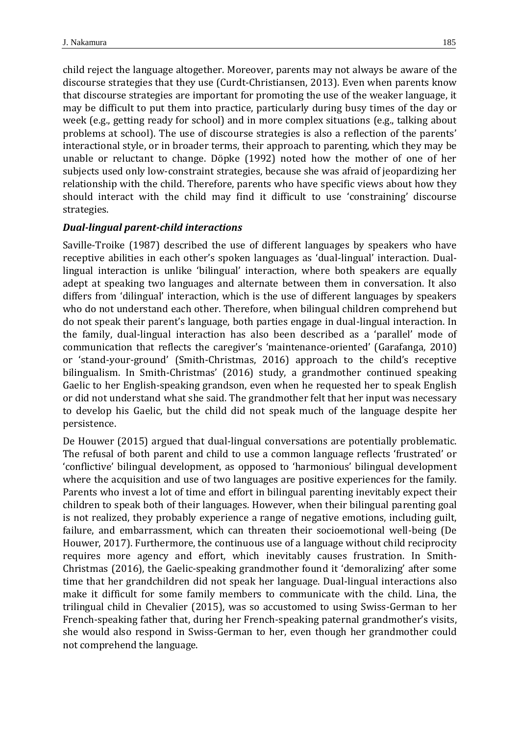child reject the language altogether. Moreover, parents may not always be aware of the discourse strategies that they use (Curdt-Christiansen, 2013). Even when parents know that discourse strategies are important for promoting the use of the weaker language, it may be difficult to put them into practice, particularly during busy times of the day or week (e.g., getting ready for school) and in more complex situations (e.g., talking about problems at school). The use of discourse strategies is also a reflection of the parents' interactional style, or in broader terms, their approach to parenting, which they may be unable or reluctant to change. Döpke (1992) noted how the mother of one of her subjects used only low-constraint strategies, because she was afraid of jeopardizing her relationship with the child. Therefore, parents who have specific views about how they should interact with the child may find it difficult to use 'constraining' discourse strategies.

### *Dual-lingual parent-child interactions*

Saville-Troike (1987) described the use of different languages by speakers who have receptive abilities in each other's spoken languages as 'dual-lingual' interaction. Dual-lingual interaction is unlike 'bilingual' interaction, where both speakers are equally adept at speaking two languages and alternate between them in conversation. It also differs from 'dilingual' interaction, which is the use of different languages by speakers who do not understand each other. Therefore, when bilingual children comprehend but do not speak their parent's language, both parties engage in dual-lingual interaction. In the family, dual-lingual interaction has also been described as a 'parallel' mode of communication that reflects the caregiver's 'maintenance-oriented' (Garafanga, 2010) or 'stand-your-ground' (Smith-Christmas, 2016) approach to the child's receptive bilingualism. In Smith-Christmas' (2016) study, a grandmother continued speaking Gaelic to her English-speaking grandson, even when he requested her to speak English or did not understand what she said. The grandmother felt that her input was necessary to develop his Gaelic, but the child did not speak much of the language despite her persistence.

De Houwer (2015) argued that dual-lingual conversations are potentially problematic. The refusal of both parent and child to use a common language reflects 'frustrated' or 'conflictive' bilingual development, as opposed to 'harmonious' bilingual development where the acquisition and use of two languages are positive experiences for the family. Parents who invest a lot of time and effort in bilingual parenting inevitably expect their children to speak both of their languages. However, when their bilingual parenting goal is not realized, they probably experience a range of negative emotions, including guilt, failure, and embarrassment, which can threaten their socioemotional well-being (De Houwer, 2017). Furthermore, the continuous use of a language without child reciprocity requires more agency and effort, which inevitably causes frustration. In Smith-Christmas (2016), the Gaelic-speaking grandmother found it 'demoralizing' after some time that her grandchildren did not speak her language. Dual-lingual interactions also make it difficult for some family members to communicate with the child. Lina, the trilingual child in Chevalier (2015), was so accustomed to using Swiss-German to her French-speaking father that, during her French-speaking paternal grandmother's visits, she would also respond in Swiss-German to her, even though her grandmother could not comprehend the language.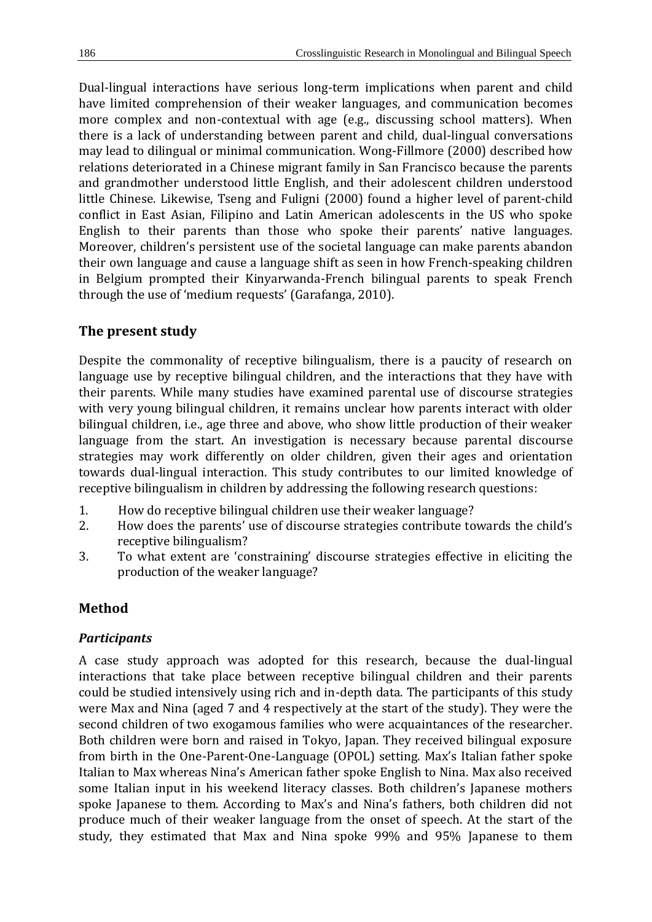Dual-lingual interactions have serious long-term implications when parent and child have limited comprehension of their weaker languages, and communication becomes more complex and non-contextual with age (e.g., discussing school matters). When there is a lack of understanding between parent and child, dual-lingual conversations may lead to dilingual or minimal communication. Wong-Fillmore (2000) described how relations deteriorated in a Chinese migrant family in San Francisco because the parents and grandmother understood little English, and their adolescent children understood little Chinese. Likewise, Tseng and Fuligni (2000) found a higher level of parent-child conflict in East Asian, Filipino and Latin American adolescents in the US who spoke English to their parents than those who spoke their parents' native languages. Moreover, children's persistent use of the societal language can make parents abandon their own language and cause a language shift as seen in how French-speaking children in Belgium prompted their Kinyarwanda-French bilingual parents to speak French through the use of 'medium requests' (Garafanga, 2010).

## The present study

Despite the commonality of receptive bilingualism, there is a paucity of research on language use by receptive bilingual children, and the interactions that they have with their parents. While many studies have examined parental use of discourse strategies with very young bilingual children, it remains unclear how parents interact with older bilingual children, i.e., age three and above, who show little production of their weaker language from the start. An investigation is necessary because parental discourse strategies may work differently on older children, given their ages and orientation towards dual-lingual interaction. This study contributes to our limited knowledge of receptive bilingualism in children by addressing the following research questions:

1. How do receptive bilingual children use their weaker language?
2. How does the parents' use of discourse strategies contribute towards the child's receptive bilingualism?
3. To what extent are 'constraining' discourse strategies effective in eliciting the production of the weaker language?

## Method

### *Participants*

A case study approach was adopted for this research, because the dual-lingual interactions that take place between receptive bilingual children and their parents could be studied intensively using rich and in-depth data. The participants of this study were Max and Nina (aged 7 and 4 respectively at the start of the study). They were the second children of two exogamous families who were acquaintances of the researcher. Both children were born and raised in Tokyo, Japan. They received bilingual exposure from birth in the One-Parent-One-Language (OPOL) setting. Max's Italian father spoke Italian to Max whereas Nina's American father spoke English to Nina. Max also received some Italian input in his weekend literacy classes. Both children's Japanese mothers spoke Japanese to them. According to Max's and Nina's fathers, both children did not produce much of their weaker language from the onset of speech. At the start of the study, they estimated that Max and Nina spoke 99% and 95% Japanese to them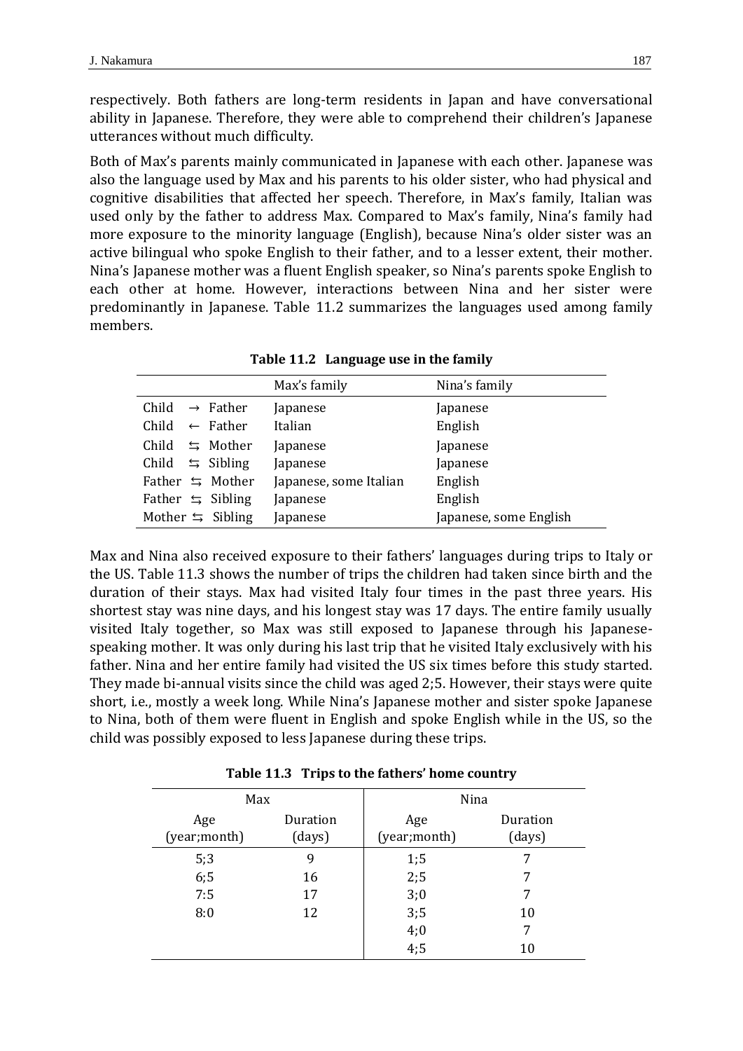respectively. Both fathers are long-term residents in Japan and have conversational ability in Japanese. Therefore, they were able to comprehend their children's Japanese utterances without much difficulty.

Both of Max's parents mainly communicated in Japanese with each other. Japanese was also the language used by Max and his parents to his older sister, who had physical and cognitive disabilities that affected her speech. Therefore, in Max's family, Italian was used only by the father to address Max. Compared to Max's family, Nina's family had more exposure to the minority language (English), because Nina's older sister was an active bilingual who spoke English to their father, and to a lesser extent, their mother. Nina's Japanese mother was a fluent English speaker, so Nina's parents spoke English to each other at home. However, interactions between Nina and her sister were predominantly in Japanese. Table 11.2 summarizes the languages used among family members.

**Table 11.2 Language use in the family**

| | Max's family | Nina's family |
|---|---|---|
| Child → Father | Japanese | Japanese |
| Child ← Father | Italian | English |
| Child ⇆ Mother | Japanese | Japanese |
| Child ⇆ Sibling | Japanese | Japanese |
| Father ⇆ Mother | Japanese, some Italian | English |
| Father ⇆ Sibling | Japanese | English |
| Mother ⇆ Sibling | Japanese | Japanese, some English |

Max and Nina also received exposure to their fathers' languages during trips to Italy or the US. Table 11.3 shows the number of trips the children had taken since birth and the duration of their stays. Max had visited Italy four times in the past three years. His shortest stay was nine days, and his longest stay was 17 days. The entire family usually visited Italy together, so Max was still exposed to Japanese through his Japanese-speaking mother. It was only during his last trip that he visited Italy exclusively with his father. Nina and her entire family had visited the US six times before this study started. They made bi-annual visits since the child was aged 2;5. However, their stays were quite short, i.e., mostly a week long. While Nina's Japanese mother and sister spoke Japanese to Nina, both of them were fluent in English and spoke English while in the US, so the child was possibly exposed to less Japanese during these trips.

**Table 11.3 Trips to the fathers' home country**

| Max | | Nina | |
|---|---|---|---|
| Age (year;month) | Duration (days) | Age (year;month) | Duration (days) |
| 5;3 | 9 | 1;5 | 7 |
| 6;5 | 16 | 2;5 | 7 |
| 7:5 | 17 | 3;0 | 7 |
| 8:0 | 12 | 3;5 | 10 |
| | | 4;0 | 7 |
| | | 4;5 | 10 |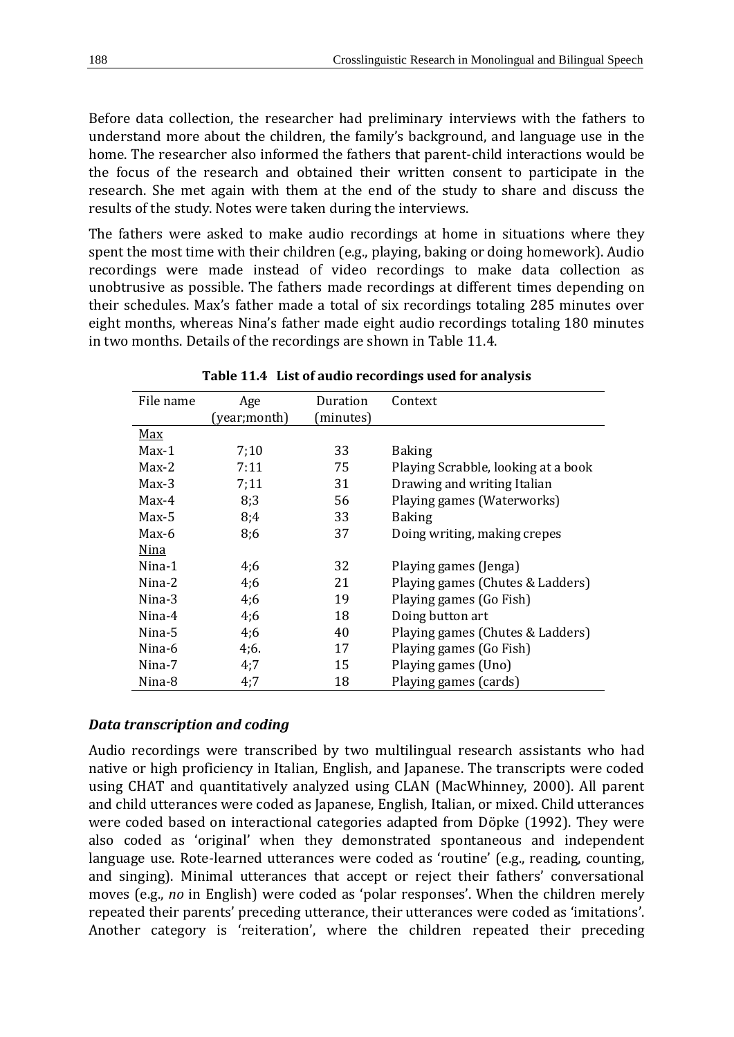Before data collection, the researcher had preliminary interviews with the fathers to understand more about the children, the family's background, and language use in the home. The researcher also informed the fathers that parent-child interactions would be the focus of the research and obtained their written consent to participate in the research. She met again with them at the end of the study to share and discuss the results of the study. Notes were taken during the interviews.

The fathers were asked to make audio recordings at home in situations where they spent the most time with their children (e.g., playing, baking or doing homework). Audio recordings were made instead of video recordings to make data collection as unobtrusive as possible. The fathers made recordings at different times depending on their schedules. Max's father made a total of six recordings totaling 285 minutes over eight months, whereas Nina's father made eight audio recordings totaling 180 minutes in two months. Details of the recordings are shown in Table 11.4.

**Table 11.4 List of audio recordings used for analysis**

| File name | Age (year;month) | Duration (minutes) | Context |
|---|---|---|---|
| Max | | | |
| Max-1 | 7;10 | 33 | Baking |
| Max-2 | 7:11 | 75 | Playing Scrabble, looking at a book |
| Max-3 | 7;11 | 31 | Drawing and writing Italian |
| Max-4 | 8;3 | 56 | Playing games (Waterworks) |
| Max-5 | 8;4 | 33 | Baking |
| Max-6 | 8;6 | 37 | Doing writing, making crepes |
| Nina | | | |
| Nina-1 | 4;6 | 32 | Playing games (Jenga) |
| Nina-2 | 4;6 | 21 | Playing games (Chutes & Ladders) |
| Nina-3 | 4;6 | 19 | Playing games (Go Fish) |
| Nina-4 | 4;6 | 18 | Doing button art |
| Nina-5 | 4;6 | 40 | Playing games (Chutes & Ladders) |
| Nina-6 | 4;6. | 17 | Playing games (Go Fish) |
| Nina-7 | 4;7 | 15 | Playing games (Uno) |
| Nina-8 | 4;7 | 18 | Playing games (cards) |

### *Data transcription and coding*

Audio recordings were transcribed by two multilingual research assistants who had native or high proficiency in Italian, English, and Japanese. The transcripts were coded using CHAT and quantitatively analyzed using CLAN (MacWhinney, 2000). All parent and child utterances were coded as Japanese, English, Italian, or mixed. Child utterances were coded based on interactional categories adapted from Döpke (1992). They were also coded as 'original' when they demonstrated spontaneous and independent language use. Rote-learned utterances were coded as 'routine' (e.g., reading, counting, and singing). Minimal utterances that accept or reject their fathers' conversational moves (e.g., *no* in English) were coded as 'polar responses'. When the children merely repeated their parents' preceding utterance, their utterances were coded as 'imitations'. Another category is 'reiteration', where the children repeated their preceding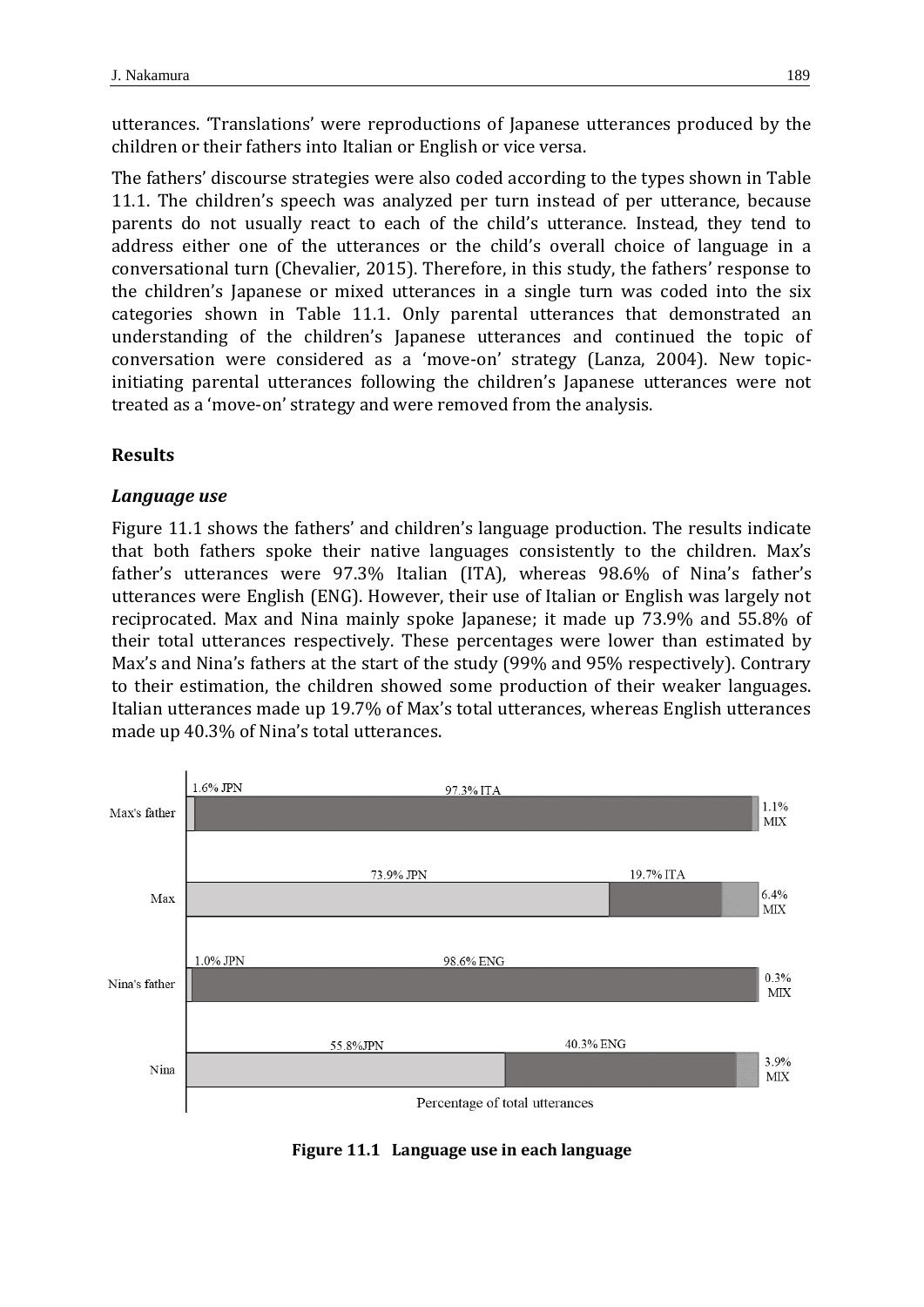utterances. 'Translations' were reproductions of Japanese utterances produced by the children or their fathers into Italian or English or vice versa.

The fathers' discourse strategies were also coded according to the types shown in Table 11.1. The children's speech was analyzed per turn instead of per utterance, because parents do not usually react to each of the child's utterance. Instead, they tend to address either one of the utterances or the child's overall choice of language in a conversational turn (Chevalier, 2015). Therefore, in this study, the fathers' response to the children's Japanese or mixed utterances in a single turn was coded into the six categories shown in Table 11.1. Only parental utterances that demonstrated an understanding of the children's Japanese utterances and continued the topic of conversation were considered as a 'move-on' strategy (Lanza, 2004). New topic-initiating parental utterances following the children's Japanese utterances were not treated as a 'move-on' strategy and were removed from the analysis.

## Results

### *Language use*

Figure 11.1 shows the fathers' and children's language production. The results indicate that both fathers spoke their native languages consistently to the children. Max's father's utterances were 97.3% Italian (ITA), whereas 98.6% of Nina's father's utterances were English (ENG). However, their use of Italian or English was largely not reciprocated. Max and Nina mainly spoke Japanese; it made up 73.9% and 55.8% of their total utterances respectively. These percentages were lower than estimated by Max's and Nina's fathers at the start of the study (99% and 95% respectively). Contrary to their estimation, the children showed some production of their weaker languages. Italian utterances made up 19.7% of Max's total utterances, whereas English utterances made up 40.3% of Nina's total utterances.

| | JPN | ITA/ENG | MIX |
|---|---|---|---|
| Max's father | 1.6% JPN | 97.3% ITA | 1.1% MIX |
| Max | 73.9% JPN | 19.7% ITA | 6.4% MIX |
| Nina's father | 1.0% JPN | 98.6% ENG | 0.3% MIX |
| Nina | 55.8% JPN | 40.3% ENG | 3.9% MIX |

Percentage of total utterances

**Figure 11.1 Language use in each language**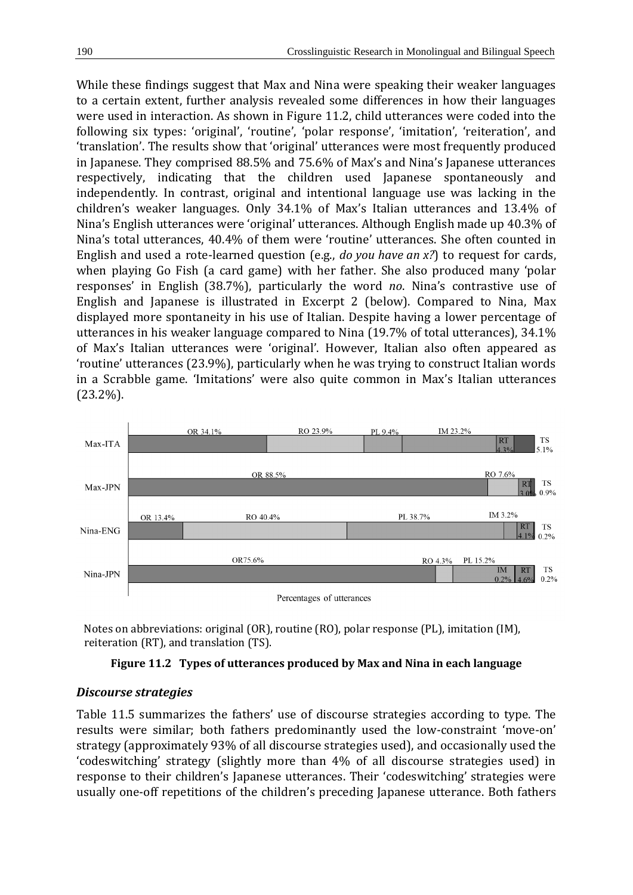While these findings suggest that Max and Nina were speaking their weaker languages to a certain extent, further analysis revealed some differences in how their languages were used in interaction. As shown in Figure 11.2, child utterances were coded into the following six types: 'original', 'routine', 'polar response', 'imitation', 'reiteration', and 'translation'. The results show that 'original' utterances were most frequently produced in Japanese. They comprised 88.5% and 75.6% of Max's and Nina's Japanese utterances respectively, indicating that the children used Japanese spontaneously and independently. In contrast, original and intentional language use was lacking in the children's weaker languages. Only 34.1% of Max's Italian utterances and 13.4% of Nina's English utterances were 'original' utterances. Although English made up 40.3% of Nina's total utterances, 40.4% of them were 'routine' utterances. She often counted in English and used a rote-learned question (e.g., *do you have an x?*) to request for cards, when playing Go Fish (a card game) with her father. She also produced many 'polar responses' in English (38.7%), particularly the word *no*. Nina's contrastive use of English and Japanese is illustrated in Excerpt 2 (below). Compared to Nina, Max displayed more spontaneity in his use of Italian. Despite having a lower percentage of utterances in his weaker language compared to Nina (19.7% of total utterances), 34.1% of Max's Italian utterances were 'original'. However, Italian also often appeared as 'routine' utterances (23.9%), particularly when he was trying to construct Italian words in a Scrabble game. 'Imitations' were also quite common in Max's Italian utterances (23.2%).

| | OR | RO | PL | IM | RT | TS |
|---|---|---|---|---|---|---|
| Max-ITA | 34.1% | 23.9% | 9.4% | 23.2% | 4.3% | 5.1% |
| Max-JPN | 88.5% | 7.6% | | | 3.0% | 0.9% |
| Nina-ENG | 13.4% | 40.4% | 38.7% | 3.2% | 4.1% | 0.2% |
| Nina-JPN | 75.6% | 4.3% | 15.2% | 0.2% | 4.6% | 0.2% |

Percentages of utterances

Notes on abbreviations: original (OR), routine (RO), polar response (PL), imitation (IM), reiteration (RT), and translation (TS).

**Figure 11.2 Types of utterances produced by Max and Nina in each language**

### *Discourse strategies*

Table 11.5 summarizes the fathers' use of discourse strategies according to type. The results were similar; both fathers predominantly used the low-constraint 'move-on' strategy (approximately 93% of all discourse strategies used), and occasionally used the 'codeswitching' strategy (slightly more than 4% of all discourse strategies used) in response to their children's Japanese utterances. Their 'codeswitching' strategies were usually one-off repetitions of the children's preceding Japanese utterance. Both fathers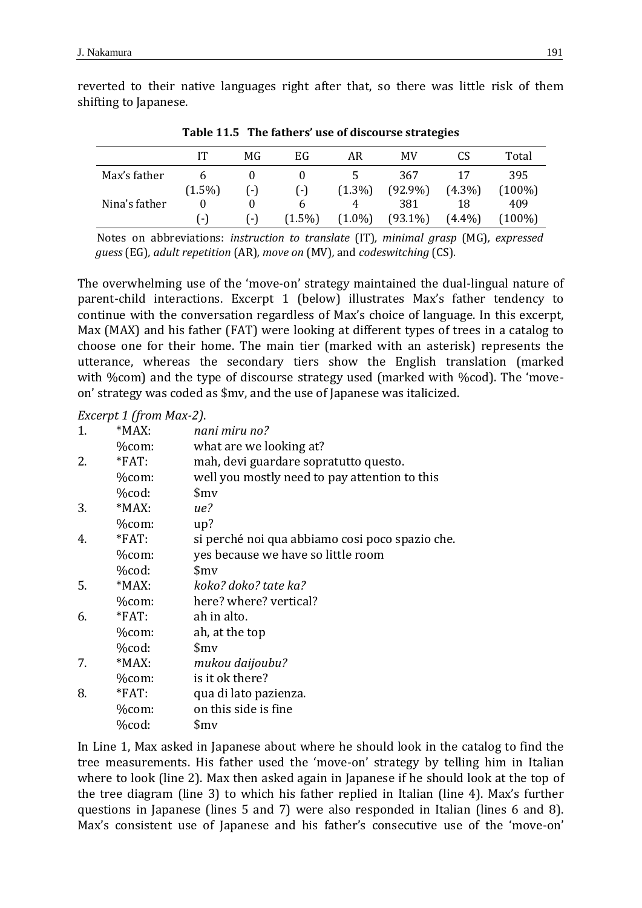reverted to their native languages right after that, so there was little risk of them shifting to Japanese.

**Table 11.5 The fathers' use of discourse strategies**

| | IT | MG | EG | AR | MV | CS | Total |
|---|---|---|---|---|---|---|---|
| Max's father | 6 (1.5%) | 0 (-) | 0 (-) | 5 (1.3%) | 367 (92.9%) | 17 (4.3%) | 395 (100%) |
| Nina's father | 0 (-) | 0 (-) | 6 (1.5%) | 4 (1.0%) | 381 (93.1%) | 18 (4.4%) | 409 (100%) |

Notes on abbreviations: *instruction to translate* (IT), *minimal grasp* (MG), *expressed guess* (EG), *adult repetition* (AR), *move on* (MV), and *codeswitching* (CS).

The overwhelming use of the 'move-on' strategy maintained the dual-lingual nature of parent-child interactions. Excerpt 1 (below) illustrates Max's father tendency to continue with the conversation regardless of Max's choice of language. In this excerpt, Max (MAX) and his father (FAT) were looking at different types of trees in a catalog to choose one for their home. The main tier (marked with an asterisk) represents the utterance, whereas the secondary tiers show the English translation (marked with %com) and the type of discourse strategy used (marked with %cod). The 'move-on' strategy was coded as $mv, and the use of Japanese was italicized.

*Excerpt 1 (from Max-2)*.

| | | |
|---|---|---|
| 1. | *MAX: | *nani miru no?* |
| | %com: | what are we looking at? |
| 2. | *FAT: | mah, devi guardare sopratutto questo. |
| | %com: | well you mostly need to pay attention to this |
| | %cod: | $mv |
| 3. | *MAX: | *ue?* |
| | %com: | up? |
| 4. | *FAT: | si perché noi qua abbiamo cosi poco spazio che. |
| | %com: | yes because we have so little room |
| | %cod: | $mv |
| 5. | *MAX: | *koko? doko? tate ka?* |
| | %com: | here? where? vertical? |
| 6. | *FAT: | ah in alto. |
| | %com: | ah, at the top |
| | %cod: | $mv |
| 7. | *MAX: | *mukou daijoubu?* |
| | %com: | is it ok there? |
| 8. | *FAT: | qua di lato pazienza. |
| | %com: | on this side is fine |
| | %cod: | $mv |

In Line 1, Max asked in Japanese about where he should look in the catalog to find the tree measurements. His father used the 'move-on' strategy by telling him in Italian where to look (line 2). Max then asked again in Japanese if he should look at the top of the tree diagram (line 3) to which his father replied in Italian (line 4). Max's further questions in Japanese (lines 5 and 7) were also responded in Italian (lines 6 and 8). Max's consistent use of Japanese and his father's consecutive use of the 'move-on'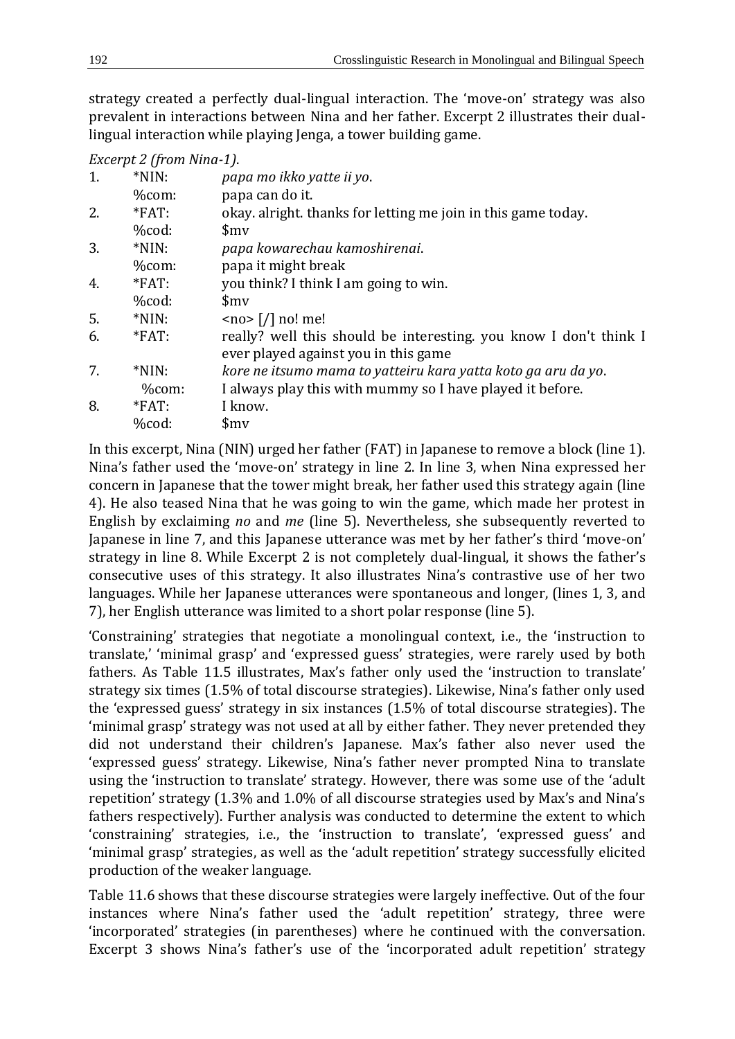strategy created a perfectly dual-lingual interaction. The 'move-on' strategy was also prevalent in interactions between Nina and her father. Excerpt 2 illustrates their dual-lingual interaction while playing Jenga, a tower building game.

*Excerpt 2 (from Nina-1).*

| | | |
|---|---|---|
| 1. | *NIN: | *papa mo ikko yatte ii yo*. |
| | %com: | papa can do it. |
| 2. | *FAT: | okay. alright. thanks for letting me join in this game today. |
| | %cod: | $mv |
| 3. | *NIN: | *papa kowarechau kamoshirenai*. |
| | %com: | papa it might break |
| 4. | *FAT: | you think? I think I am going to win. |
| | %cod: | $mv |
| 5. | *NIN: | <no> [/] no! me! |
| 6. | *FAT: | really? well this should be interesting. you know I don't think I ever played against you in this game |
| 7. | *NIN: | *kore ne itsumo mama to yatteiru kara yatta koto ga aru da yo*. |
| | %com: | I always play this with mummy so I have played it before. |
| 8. | *FAT: | I know. |
| | %cod: | $mv |

In this excerpt, Nina (NIN) urged her father (FAT) in Japanese to remove a block (line 1). Nina's father used the 'move-on' strategy in line 2. In line 3, when Nina expressed her concern in Japanese that the tower might break, her father used this strategy again (line 4). He also teased Nina that he was going to win the game, which made her protest in English by exclaiming *no* and *me* (line 5). Nevertheless, she subsequently reverted to Japanese in line 7, and this Japanese utterance was met by her father's third 'move-on' strategy in line 8. While Excerpt 2 is not completely dual-lingual, it shows the father's consecutive uses of this strategy. It also illustrates Nina's contrastive use of her two languages. While her Japanese utterances were spontaneous and longer, (lines 1, 3, and 7), her English utterance was limited to a short polar response (line 5).

'Constraining' strategies that negotiate a monolingual context, i.e., the 'instruction to translate,' 'minimal grasp' and 'expressed guess' strategies, were rarely used by both fathers. As Table 11.5 illustrates, Max's father only used the 'instruction to translate' strategy six times (1.5% of total discourse strategies). Likewise, Nina's father only used the 'expressed guess' strategy in six instances (1.5% of total discourse strategies). The 'minimal grasp' strategy was not used at all by either father. They never pretended they did not understand their children's Japanese. Max's father also never used the 'expressed guess' strategy. Likewise, Nina's father never prompted Nina to translate using the 'instruction to translate' strategy. However, there was some use of the 'adult repetition' strategy (1.3% and 1.0% of all discourse strategies used by Max's and Nina's fathers respectively). Further analysis was conducted to determine the extent to which 'constraining' strategies, i.e., the 'instruction to translate', 'expressed guess' and 'minimal grasp' strategies, as well as the 'adult repetition' strategy successfully elicited production of the weaker language.

Table 11.6 shows that these discourse strategies were largely ineffective. Out of the four instances where Nina's father used the 'adult repetition' strategy, three were 'incorporated' strategies (in parentheses) where he continued with the conversation. Excerpt 3 shows Nina's father's use of the 'incorporated adult repetition' strategy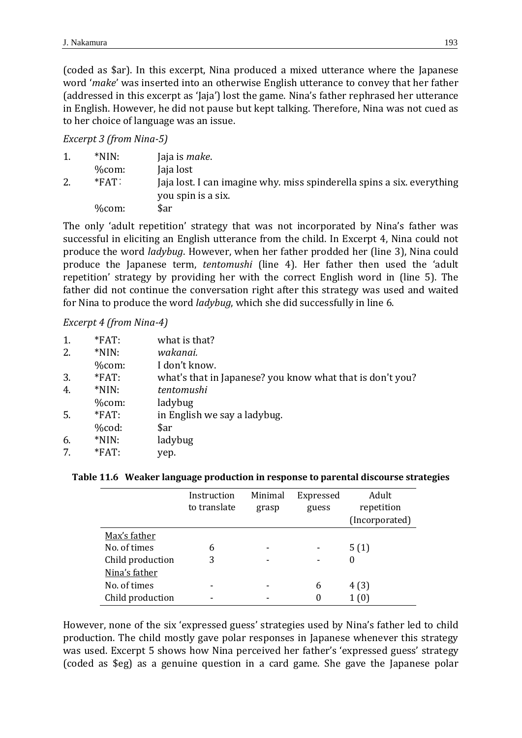(coded as $ar). In this excerpt, Nina produced a mixed utterance where the Japanese word '*make*' was inserted into an otherwise English utterance to convey that her father (addressed in this excerpt as 'Jaja') lost the game. Nina's father rephrased her utterance in English. However, he did not pause but kept talking. Therefore, Nina was not cued as to her choice of language was an issue.

*Excerpt 3 (from Nina-5)*

| | | |
|---|---|---|
| 1. | *NIN: | Jaja is *make*. |
| | %com: | Jaja lost |
| 2. | *FAT: | Jaja lost. I can imagine why. miss spinderella spins a six. everything you spin is a six. |
| | %com: | $ar |

The only 'adult repetition' strategy that was not incorporated by Nina's father was successful in eliciting an English utterance from the child. In Excerpt 4, Nina could not produce the word *ladybug*. However, when her father prodded her (line 3), Nina could produce the Japanese term, *tentomushi* (line 4). Her father then used the 'adult repetition' strategy by providing her with the correct English word in (line 5). The father did not continue the conversation right after this strategy was used and waited for Nina to produce the word *ladybug*, which she did successfully in line 6.

*Excerpt 4 (from Nina-4)*

| | | |
|---|---|---|
| 1. | *FAT: | what is that? |
| 2. | *NIN: | *wakanai.* |
| | %com: | I don't know. |
| 3. | *FAT: | what's that in Japanese? you know what that is don't you? |
| 4. | *NIN: | *tentomushi* |
| | %com: | ladybug |
| 5. | *FAT: | in English we say a ladybug. |
| | %cod: | $ar |
| 6. | *NIN: | ladybug |
| 7. | *FAT: | yep. |

**Table 11.6 Weaker language production in response to parental discourse strategies**

| | Instruction to translate | Minimal grasp | Expressed guess | Adult repetition (Incorporated) |
|---|---|---|---|---|
| Max's father | | | | |
| No. of times | 6 | - | - | 5 (1) |
| Child production | 3 | - | - | 0 |
| Nina's father | | | | |
| No. of times | - | - | 6 | 4 (3) |
| Child production | - | - | 0 | 1 (0) |

However, none of the six 'expressed guess' strategies used by Nina's father led to child production. The child mostly gave polar responses in Japanese whenever this strategy was used. Excerpt 5 shows how Nina perceived her father's 'expressed guess' strategy (coded as $eg) as a genuine question in a card game. She gave the Japanese polar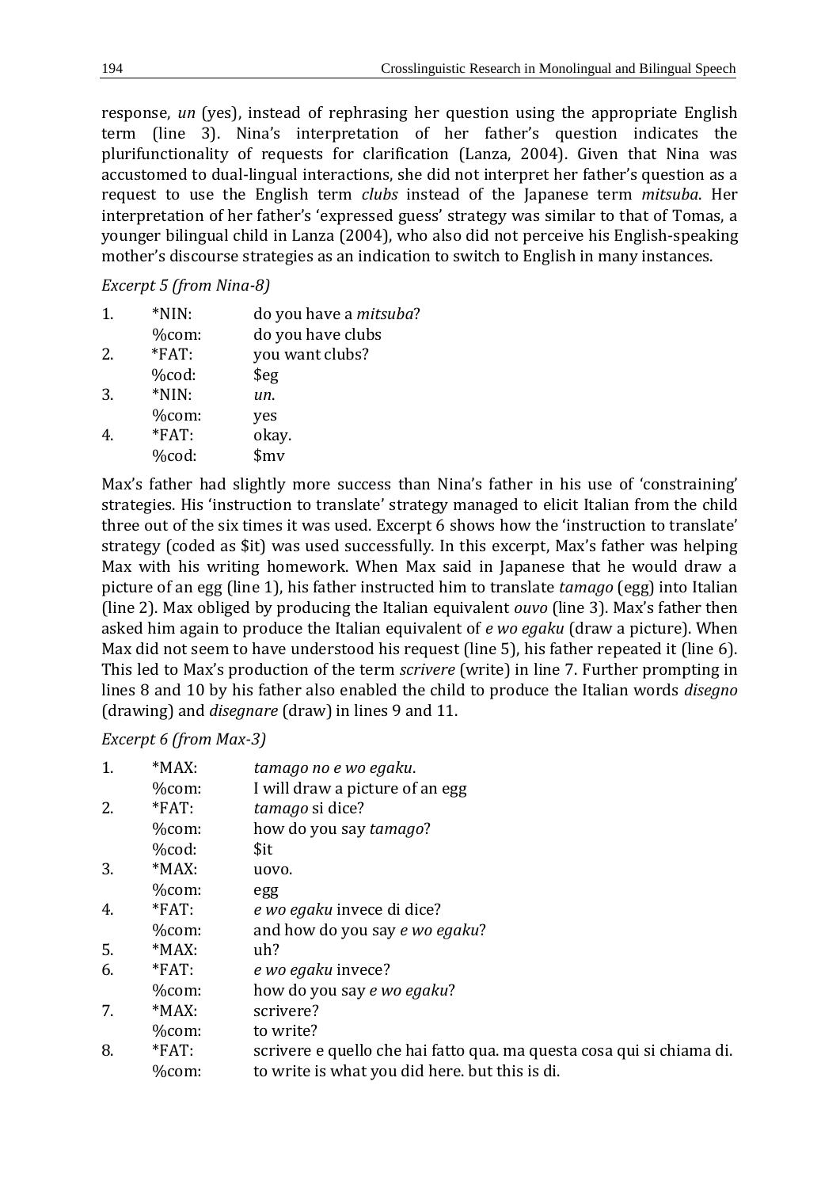response, *un* (yes), instead of rephrasing her question using the appropriate English term (line 3). Nina's interpretation of her father's question indicates the plurifunctionality of requests for clarification (Lanza, 2004). Given that Nina was accustomed to dual-lingual interactions, she did not interpret her father's question as a request to use the English term *clubs* instead of the Japanese term *mitsuba*. Her interpretation of her father's 'expressed guess' strategy was similar to that of Tomas, a younger bilingual child in Lanza (2004), who also did not perceive his English-speaking mother's discourse strategies as an indication to switch to English in many instances.

*Excerpt 5 (from Nina-8)*

| | | |
|---|---|---|
| 1. | *NIN: | do you have a *mitsuba*? |
| | %com: | do you have clubs |
| 2. | *FAT: | you want clubs? |
| | %cod: | $eg |
| 3. | *NIN: | *un*. |
| | %com: | yes |
| 4. | *FAT: | okay. |
| | %cod: | $mv |

Max's father had slightly more success than Nina's father in his use of 'constraining' strategies. His 'instruction to translate' strategy managed to elicit Italian from the child three out of the six times it was used. Excerpt 6 shows how the 'instruction to translate' strategy (coded as $it) was used successfully. In this excerpt, Max's father was helping Max with his writing homework. When Max said in Japanese that he would draw a picture of an egg (line 1), his father instructed him to translate *tamago* (egg) into Italian (line 2). Max obliged by producing the Italian equivalent *ouvo* (line 3). Max's father then asked him again to produce the Italian equivalent of *e wo egaku* (draw a picture). When Max did not seem to have understood his request (line 5), his father repeated it (line 6). This led to Max's production of the term *scrivere* (write) in line 7. Further prompting in lines 8 and 10 by his father also enabled the child to produce the Italian words *disegno* (drawing) and *disegnare* (draw) in lines 9 and 11.

*Excerpt 6 (from Max-3)*

| | | |
|---|---|---|
| 1. | *MAX: | *tamago no e wo egaku*. |
| | %com: | I will draw a picture of an egg |
| 2. | *FAT: | *tamago* si dice? |
| | %com: | how do you say *tamago*? |
| | %cod: | $it |
| 3. | *MAX: | uovo. |
| | %com: | egg |
| 4. | *FAT: | *e wo egaku* invece di dice? |
| | %com: | and how do you say *e wo egaku*? |
| 5. | *MAX: | uh? |
| 6. | *FAT: | *e wo egaku* invece? |
| | %com: | how do you say *e wo egaku*? |
| 7. | *MAX: | scrivere? |
| | %com: | to write? |
| 8. | *FAT: | scrivere e quello che hai fatto qua. ma questa cosa qui si chiama di. |
| | %com: | to write is what you did here. but this is di. |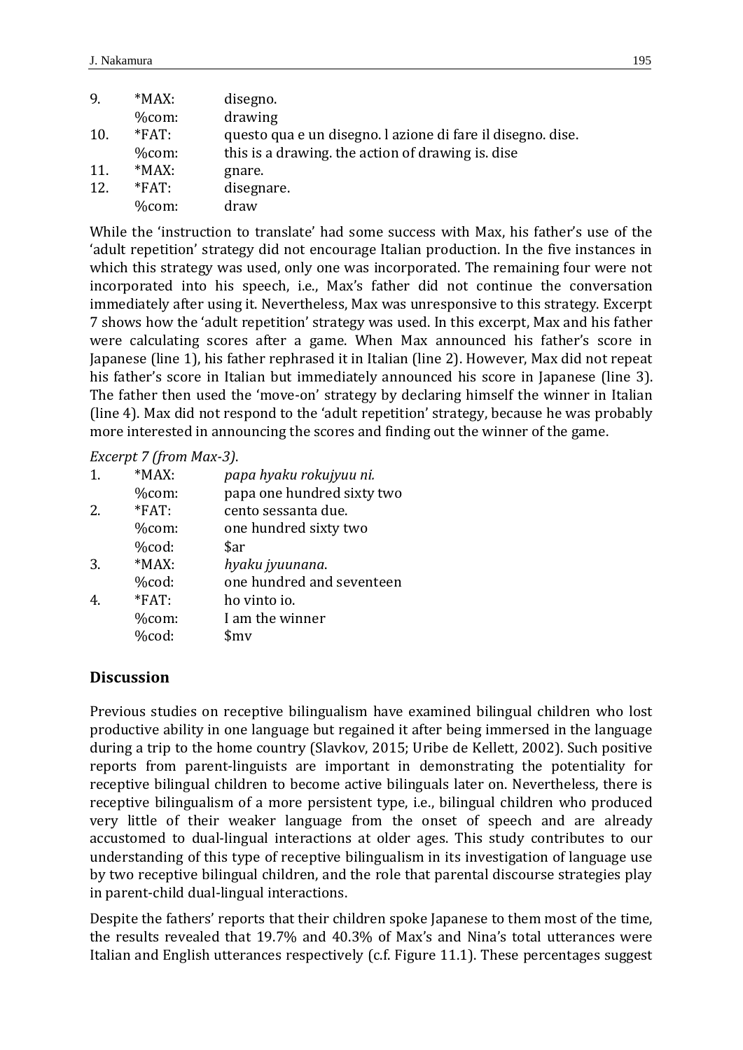| | | |
|---|---|---|
| 9. | *MAX: | disegno. |
| | %com: | drawing |
| 10. | *FAT: | questo qua e un disegno. l azione di fare il disegno. dise. |
| | %com: | this is a drawing. the action of drawing is. dise |
| 11. | *MAX: | gnare. |
| 12. | *FAT: | disegnare. |
| | %com: | draw |

While the 'instruction to translate' had some success with Max, his father's use of the 'adult repetition' strategy did not encourage Italian production. In the five instances in which this strategy was used, only one was incorporated. The remaining four were not incorporated into his speech, i.e., Max's father did not continue the conversation immediately after using it. Nevertheless, Max was unresponsive to this strategy. Excerpt 7 shows how the 'adult repetition' strategy was used. In this excerpt, Max and his father were calculating scores after a game. When Max announced his father's score in Japanese (line 1), his father rephrased it in Italian (line 2). However, Max did not repeat his father's score in Italian but immediately announced his score in Japanese (line 3). The father then used the 'move-on' strategy by declaring himself the winner in Italian (line 4). Max did not respond to the 'adult repetition' strategy, because he was probably more interested in announcing the scores and finding out the winner of the game.

*Excerpt 7 (from Max-3).*

| | | |
|---|---|---|
| 1. | *MAX: | *papa hyaku rokujyuu ni.* |
| | %com: | papa one hundred sixty two |
| 2. | *FAT: | cento sessanta due. |
| | %com: | one hundred sixty two |
| | %cod: | $ar |
| 3. | *MAX: | *hyaku jyuunana.* |
| | %cod: | one hundred and seventeen |
| 4. | *FAT: | ho vinto io. |
| | %com: | I am the winner |
| | %cod: | $mv |

## Discussion

Previous studies on receptive bilingualism have examined bilingual children who lost productive ability in one language but regained it after being immersed in the language during a trip to the home country (Slavkov, 2015; Uribe de Kellett, 2002). Such positive reports from parent-linguists are important in demonstrating the potentiality for receptive bilingual children to become active bilinguals later on. Nevertheless, there is receptive bilingualism of a more persistent type, i.e., bilingual children who produced very little of their weaker language from the onset of speech and are already accustomed to dual-lingual interactions at older ages. This study contributes to our understanding of this type of receptive bilingualism in its investigation of language use by two receptive bilingual children, and the role that parental discourse strategies play in parent-child dual-lingual interactions.

Despite the fathers' reports that their children spoke Japanese to them most of the time, the results revealed that 19.7% and 40.3% of Max's and Nina's total utterances were Italian and English utterances respectively (c.f. Figure 11.1). These percentages suggest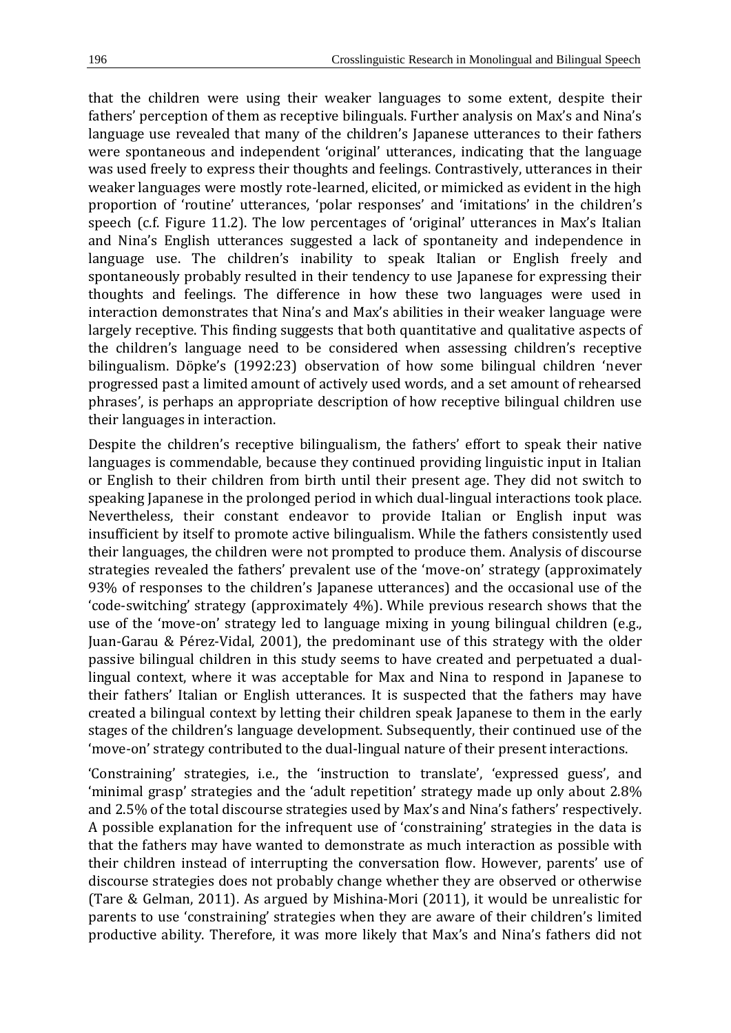that the children were using their weaker languages to some extent, despite their fathers' perception of them as receptive bilinguals. Further analysis on Max's and Nina's language use revealed that many of the children's Japanese utterances to their fathers were spontaneous and independent 'original' utterances, indicating that the language was used freely to express their thoughts and feelings. Contrastively, utterances in their weaker languages were mostly rote-learned, elicited, or mimicked as evident in the high proportion of 'routine' utterances, 'polar responses' and 'imitations' in the children's speech (c.f. Figure 11.2). The low percentages of 'original' utterances in Max's Italian and Nina's English utterances suggested a lack of spontaneity and independence in language use. The children's inability to speak Italian or English freely and spontaneously probably resulted in their tendency to use Japanese for expressing their thoughts and feelings. The difference in how these two languages were used in interaction demonstrates that Nina's and Max's abilities in their weaker language were largely receptive. This finding suggests that both quantitative and qualitative aspects of the children's language need to be considered when assessing children's receptive bilingualism. Döpke's (1992:23) observation of how some bilingual children 'never progressed past a limited amount of actively used words, and a set amount of rehearsed phrases', is perhaps an appropriate description of how receptive bilingual children use their languages in interaction.

Despite the children's receptive bilingualism, the fathers' effort to speak their native languages is commendable, because they continued providing linguistic input in Italian or English to their children from birth until their present age. They did not switch to speaking Japanese in the prolonged period in which dual-lingual interactions took place. Nevertheless, their constant endeavor to provide Italian or English input was insufficient by itself to promote active bilingualism. While the fathers consistently used their languages, the children were not prompted to produce them. Analysis of discourse strategies revealed the fathers' prevalent use of the 'move-on' strategy (approximately 93% of responses to the children's Japanese utterances) and the occasional use of the 'code-switching' strategy (approximately 4%). While previous research shows that the use of the 'move-on' strategy led to language mixing in young bilingual children (e.g., Juan-Garau & Pérez-Vidal, 2001), the predominant use of this strategy with the older passive bilingual children in this study seems to have created and perpetuated a dual-lingual context, where it was acceptable for Max and Nina to respond in Japanese to their fathers' Italian or English utterances. It is suspected that the fathers may have created a bilingual context by letting their children speak Japanese to them in the early stages of the children's language development. Subsequently, their continued use of the 'move-on' strategy contributed to the dual-lingual nature of their present interactions.

'Constraining' strategies, i.e., the 'instruction to translate', 'expressed guess', and 'minimal grasp' strategies and the 'adult repetition' strategy made up only about 2.8% and 2.5% of the total discourse strategies used by Max's and Nina's fathers' respectively. A possible explanation for the infrequent use of 'constraining' strategies in the data is that the fathers may have wanted to demonstrate as much interaction as possible with their children instead of interrupting the conversation flow. However, parents' use of discourse strategies does not probably change whether they are observed or otherwise (Tare & Gelman, 2011). As argued by Mishina-Mori (2011), it would be unrealistic for parents to use 'constraining' strategies when they are aware of their children's limited productive ability. Therefore, it was more likely that Max's and Nina's fathers did not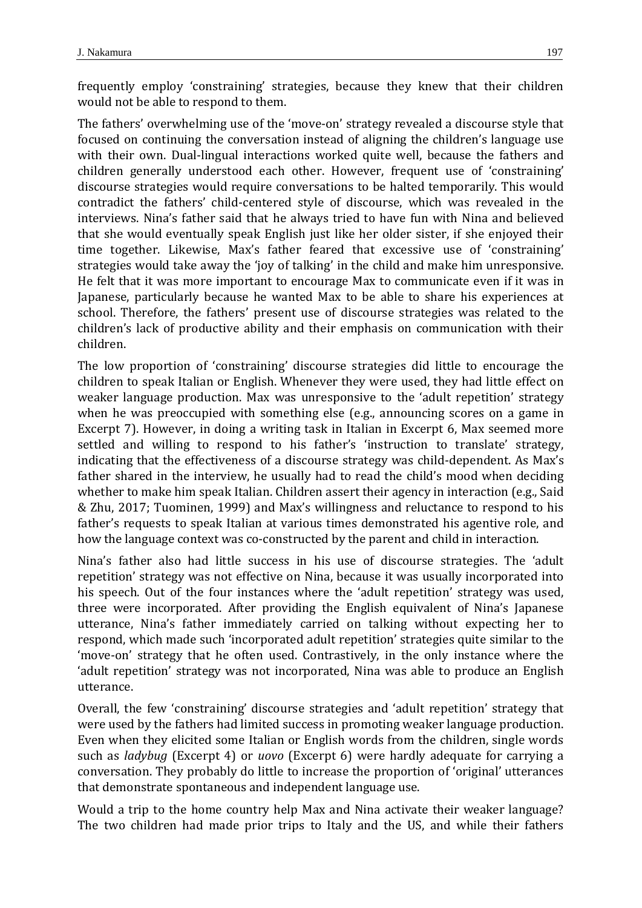frequently employ 'constraining' strategies, because they knew that their children would not be able to respond to them.

The fathers' overwhelming use of the 'move-on' strategy revealed a discourse style that focused on continuing the conversation instead of aligning the children's language use with their own. Dual-lingual interactions worked quite well, because the fathers and children generally understood each other. However, frequent use of 'constraining' discourse strategies would require conversations to be halted temporarily. This would contradict the fathers' child-centered style of discourse, which was revealed in the interviews. Nina's father said that he always tried to have fun with Nina and believed that she would eventually speak English just like her older sister, if she enjoyed their time together. Likewise, Max's father feared that excessive use of 'constraining' strategies would take away the 'joy of talking' in the child and make him unresponsive. He felt that it was more important to encourage Max to communicate even if it was in Japanese, particularly because he wanted Max to be able to share his experiences at school. Therefore, the fathers' present use of discourse strategies was related to the children's lack of productive ability and their emphasis on communication with their children.

The low proportion of 'constraining' discourse strategies did little to encourage the children to speak Italian or English. Whenever they were used, they had little effect on weaker language production. Max was unresponsive to the 'adult repetition' strategy when he was preoccupied with something else (e.g., announcing scores on a game in Excerpt 7). However, in doing a writing task in Italian in Excerpt 6, Max seemed more settled and willing to respond to his father's 'instruction to translate' strategy, indicating that the effectiveness of a discourse strategy was child-dependent. As Max's father shared in the interview, he usually had to read the child's mood when deciding whether to make him speak Italian. Children assert their agency in interaction (e.g., Said & Zhu, 2017; Tuominen, 1999) and Max's willingness and reluctance to respond to his father's requests to speak Italian at various times demonstrated his agentive role, and how the language context was co-constructed by the parent and child in interaction.

Nina's father also had little success in his use of discourse strategies. The 'adult repetition' strategy was not effective on Nina, because it was usually incorporated into his speech. Out of the four instances where the 'adult repetition' strategy was used, three were incorporated. After providing the English equivalent of Nina's Japanese utterance, Nina's father immediately carried on talking without expecting her to respond, which made such 'incorporated adult repetition' strategies quite similar to the 'move-on' strategy that he often used. Contrastively, in the only instance where the 'adult repetition' strategy was not incorporated, Nina was able to produce an English utterance.

Overall, the few 'constraining' discourse strategies and 'adult repetition' strategy that were used by the fathers had limited success in promoting weaker language production. Even when they elicited some Italian or English words from the children, single words such as *ladybug* (Excerpt 4) or *uovo* (Excerpt 6) were hardly adequate for carrying a conversation. They probably do little to increase the proportion of 'original' utterances that demonstrate spontaneous and independent language use.

Would a trip to the home country help Max and Nina activate their weaker language? The two children had made prior trips to Italy and the US, and while their fathers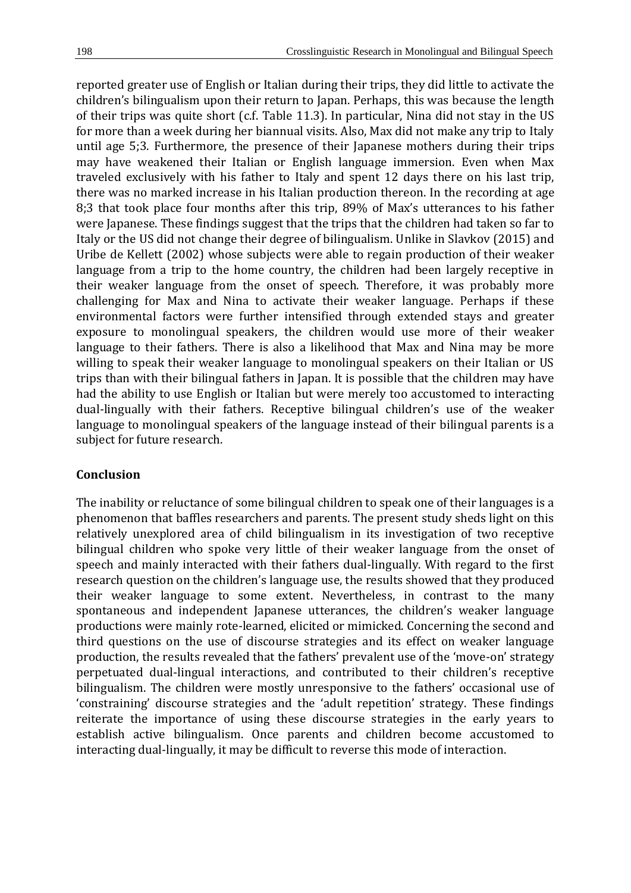reported greater use of English or Italian during their trips, they did little to activate the children's bilingualism upon their return to Japan. Perhaps, this was because the length of their trips was quite short (c.f. Table 11.3). In particular, Nina did not stay in the US for more than a week during her biannual visits. Also, Max did not make any trip to Italy until age 5;3. Furthermore, the presence of their Japanese mothers during their trips may have weakened their Italian or English language immersion. Even when Max traveled exclusively with his father to Italy and spent 12 days there on his last trip, there was no marked increase in his Italian production thereon. In the recording at age 8;3 that took place four months after this trip, 89% of Max's utterances to his father were Japanese. These findings suggest that the trips that the children had taken so far to Italy or the US did not change their degree of bilingualism. Unlike in Slavkov (2015) and Uribe de Kellett (2002) whose subjects were able to regain production of their weaker language from a trip to the home country, the children had been largely receptive in their weaker language from the onset of speech. Therefore, it was probably more challenging for Max and Nina to activate their weaker language. Perhaps if these environmental factors were further intensified through extended stays and greater exposure to monolingual speakers, the children would use more of their weaker language to their fathers. There is also a likelihood that Max and Nina may be more willing to speak their weaker language to monolingual speakers on their Italian or US trips than with their bilingual fathers in Japan. It is possible that the children may have had the ability to use English or Italian but were merely too accustomed to interacting dual-lingually with their fathers. Receptive bilingual children's use of the weaker language to monolingual speakers of the language instead of their bilingual parents is a subject for future research.

## Conclusion

The inability or reluctance of some bilingual children to speak one of their languages is a phenomenon that baffles researchers and parents. The present study sheds light on this relatively unexplored area of child bilingualism in its investigation of two receptive bilingual children who spoke very little of their weaker language from the onset of speech and mainly interacted with their fathers dual-lingually. With regard to the first research question on the children's language use, the results showed that they produced their weaker language to some extent. Nevertheless, in contrast to the many spontaneous and independent Japanese utterances, the children's weaker language productions were mainly rote-learned, elicited or mimicked. Concerning the second and third questions on the use of discourse strategies and its effect on weaker language production, the results revealed that the fathers' prevalent use of the 'move-on' strategy perpetuated dual-lingual interactions, and contributed to their children's receptive bilingualism. The children were mostly unresponsive to the fathers' occasional use of 'constraining' discourse strategies and the 'adult repetition' strategy. These findings reiterate the importance of using these discourse strategies in the early years to establish active bilingualism. Once parents and children become accustomed to interacting dual-lingually, it may be difficult to reverse this mode of interaction.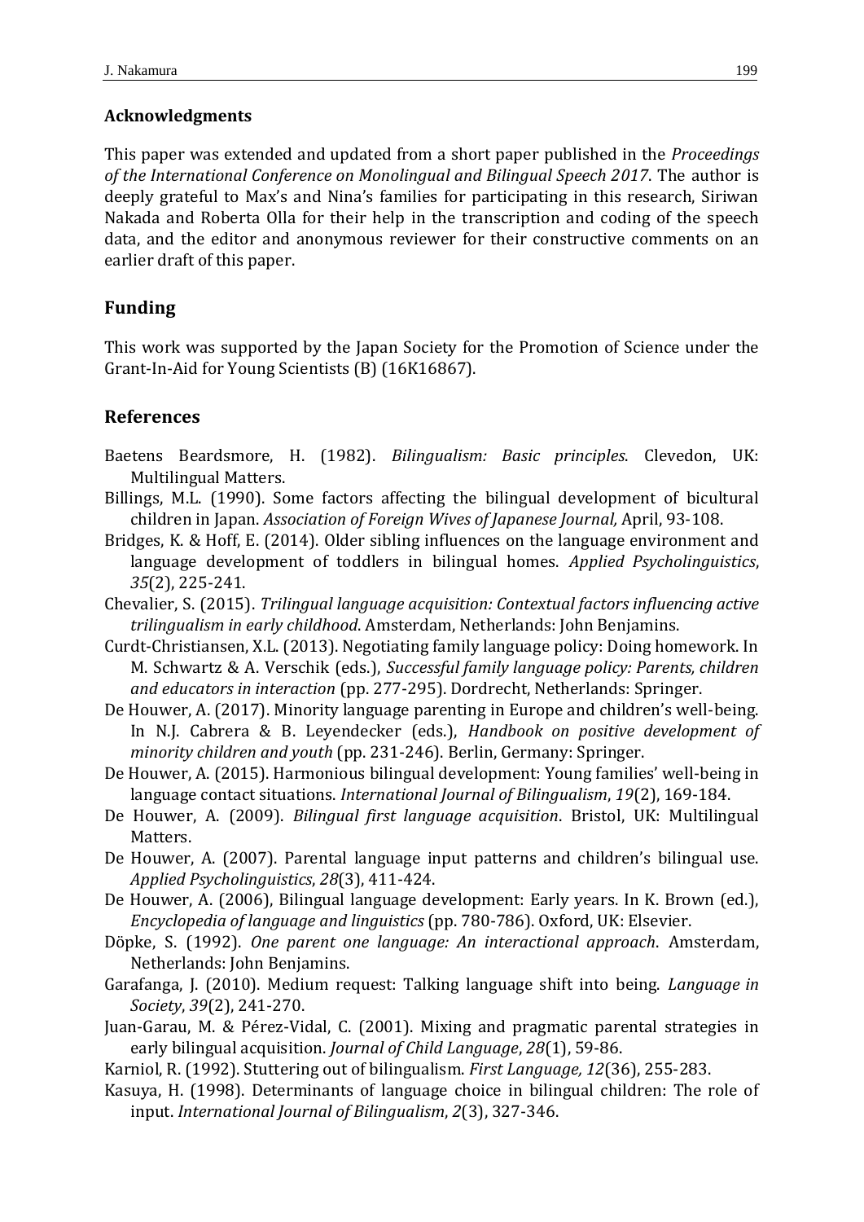## Acknowledgments

This paper was extended and updated from a short paper published in the *Proceedings of the International Conference on Monolingual and Bilingual Speech 2017*. The author is deeply grateful to Max's and Nina's families for participating in this research, Siriwan Nakada and Roberta Olla for their help in the transcription and coding of the speech data, and the editor and anonymous reviewer for their constructive comments on an earlier draft of this paper.

## Funding

This work was supported by the Japan Society for the Promotion of Science under the Grant-In-Aid for Young Scientists (B) (16K16867).

## References

Baetens Beardsmore, H. (1982). *Bilingualism: Basic principles*. Clevedon, UK: Multilingual Matters.

Billings, M.L. (1990). Some factors affecting the bilingual development of bicultural children in Japan. *Association of Foreign Wives of Japanese Journal,* April, 93-108.

Bridges, K. & Hoff, E. (2014). Older sibling influences on the language environment and language development of toddlers in bilingual homes. *Applied Psycholinguistics*, *35*(2), 225-241.

Chevalier, S. (2015). *Trilingual language acquisition: Contextual factors influencing active trilingualism in early childhood*. Amsterdam, Netherlands: John Benjamins.

Curdt-Christiansen, X.L. (2013). Negotiating family language policy: Doing homework. In M. Schwartz & A. Verschik (eds.), *Successful family language policy: Parents, children and educators in interaction* (pp. 277-295). Dordrecht, Netherlands: Springer.

De Houwer, A. (2017). Minority language parenting in Europe and children's well-being. In N.J. Cabrera & B. Leyendecker (eds.), *Handbook on positive development of minority children and youth* (pp. 231-246). Berlin, Germany: Springer.

De Houwer, A. (2015). Harmonious bilingual development: Young families' well-being in language contact situations. *International Journal of Bilingualism*, *19*(2), 169-184.

De Houwer, A. (2009). *Bilingual first language acquisition*. Bristol, UK: Multilingual Matters.

De Houwer, A. (2007). Parental language input patterns and children's bilingual use. *Applied Psycholinguistics*, *28*(3), 411-424.

De Houwer, A. (2006), Bilingual language development: Early years. In K. Brown (ed.), *Encyclopedia of language and linguistics* (pp. 780-786). Oxford, UK: Elsevier.

Döpke, S. (1992). *One parent one language: An interactional approach*. Amsterdam, Netherlands: John Benjamins.

Garafanga, J. (2010). Medium request: Talking language shift into being. *Language in Society*, *39*(2), 241-270.

Juan-Garau, M. & Pérez-Vidal, C. (2001). Mixing and pragmatic parental strategies in early bilingual acquisition. *Journal of Child Language*, *28*(1), 59-86.

Karniol, R. (1992). Stuttering out of bilingualism. *First Language, 12*(36), 255-283.

Kasuya, H. (1998). Determinants of language choice in bilingual children: The role of input. *International Journal of Bilingualism*, *2*(3), 327-346.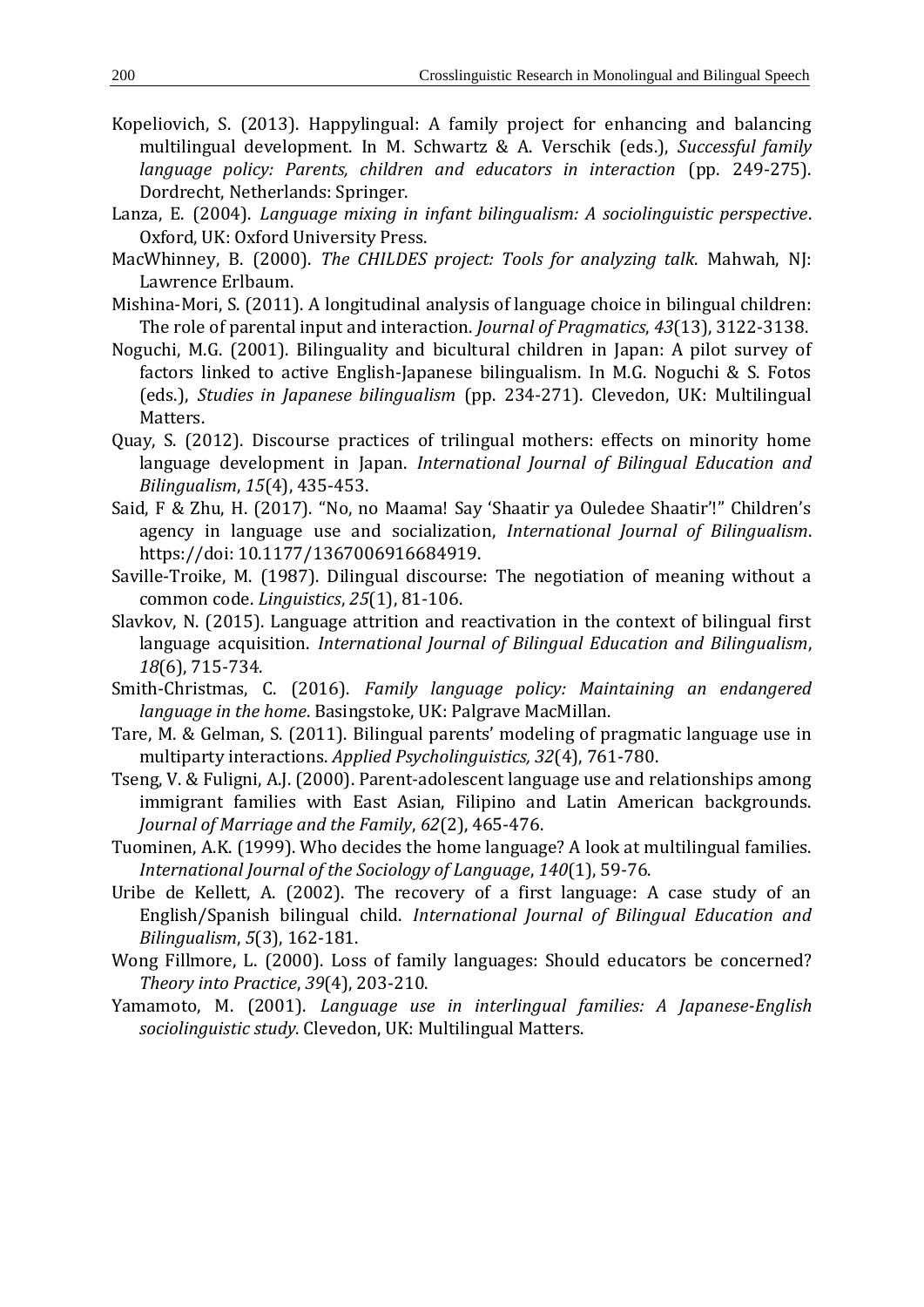Kopeliovich, S. (2013). Happylingual: A family project for enhancing and balancing multilingual development. In M. Schwartz & A. Verschik (eds.), *Successful family language policy: Parents, children and educators in interaction* (pp. 249-275). Dordrecht, Netherlands: Springer.

Lanza, E. (2004). *Language mixing in infant bilingualism: A sociolinguistic perspective*. Oxford, UK: Oxford University Press.

MacWhinney, B. (2000). *The CHILDES project: Tools for analyzing talk*. Mahwah, NJ: Lawrence Erlbaum.

Mishina-Mori, S. (2011). A longitudinal analysis of language choice in bilingual children: The role of parental input and interaction. *Journal of Pragmatics*, *43*(13), 3122-3138.

Noguchi, M.G. (2001). Bilinguality and bicultural children in Japan: A pilot survey of factors linked to active English-Japanese bilingualism. In M.G. Noguchi & S. Fotos (eds.), *Studies in Japanese bilingualism* (pp. 234-271). Clevedon, UK: Multilingual Matters.

Quay, S. (2012). Discourse practices of trilingual mothers: effects on minority home language development in Japan. *International Journal of Bilingual Education and Bilingualism*, *15*(4), 435-453.

Said, F & Zhu, H. (2017). "No, no Maama! Say 'Shaatir ya Ouledee Shaatir'!" Children's agency in language use and socialization, *International Journal of Bilingualism*. https://doi: 10.1177/1367006916684919.

Saville-Troike, M. (1987). Dilingual discourse: The negotiation of meaning without a common code. *Linguistics*, *25*(1), 81-106.

Slavkov, N. (2015). Language attrition and reactivation in the context of bilingual first language acquisition. *International Journal of Bilingual Education and Bilingualism*, *18*(6), 715-734.

Smith-Christmas, C. (2016). *Family language policy: Maintaining an endangered language in the home*. Basingstoke, UK: Palgrave MacMillan.

Tare, M. & Gelman, S. (2011). Bilingual parents' modeling of pragmatic language use in multiparty interactions. *Applied Psycholinguistics, 32*(4), 761-780.

Tseng, V. & Fuligni, A.J. (2000). Parent-adolescent language use and relationships among immigrant families with East Asian, Filipino and Latin American backgrounds. *Journal of Marriage and the Family*, *62*(2), 465-476.

Tuominen, A.K. (1999). Who decides the home language? A look at multilingual families. *International Journal of the Sociology of Language*, *140*(1), 59-76.

Uribe de Kellett, A. (2002). The recovery of a first language: A case study of an English/Spanish bilingual child. *International Journal of Bilingual Education and Bilingualism*, *5*(3), 162-181.

Wong Fillmore, L. (2000). Loss of family languages: Should educators be concerned? *Theory into Practice*, *39*(4), 203-210.

Yamamoto, M. (2001). *Language use in interlingual families: A Japanese-English sociolinguistic study*. Clevedon, UK: Multilingual Matters.